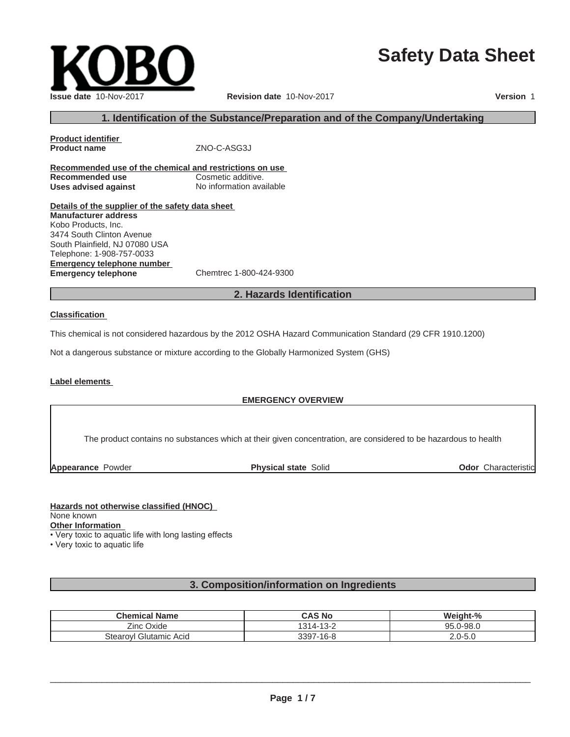KOBO

# Safety Data Sheet

**Issue date** 10-Nov-2017    **Revision date** 10-Nov-2017    **Version** 1

## 1. Identification of the Substance/Preparation and of the Company/Undertaking

**Product identifier**
**Product name** ZNO-C-ASG3J

**Recommended use of the chemical and restrictions on use**
**Recommended use** Cosmetic additive.
**Uses advised against** No information available

**Details of the supplier of the safety data sheet**
**Manufacturer address**
Kobo Products, Inc.
3474 South Clinton Avenue
South Plainfield, NJ 07080 USA
Telephone: 1-908-757-0033
**Emergency telephone number**
**Emergency telephone** Chemtrec 1-800-424-9300

## 2. Hazards Identification

**Classification**

This chemical is not considered hazardous by the 2012 OSHA Hazard Communication Standard (29 CFR 1910.1200)

Not a dangerous substance or mixture according to the Globally Harmonized System (GHS)

**Label elements**

**EMERGENCY OVERVIEW**

The product contains no substances which at their given concentration, are considered to be hazardous to health

**Appearance** Powder    **Physical state** Solid    **Odor** Characteristic

**Hazards not otherwise classified (HNOC)**
None known
**Other Information**
- Very toxic to aquatic life with long lasting effects
- Very toxic to aquatic life

## 3. Composition/information on Ingredients

| Chemical Name | CAS No | Weight-% |
| --- | --- | --- |
| Zinc Oxide | 1314-13-2 | 95.0-98.0 |
| Stearoyl Glutamic Acid | 3397-16-8 | 2.0-5.0 |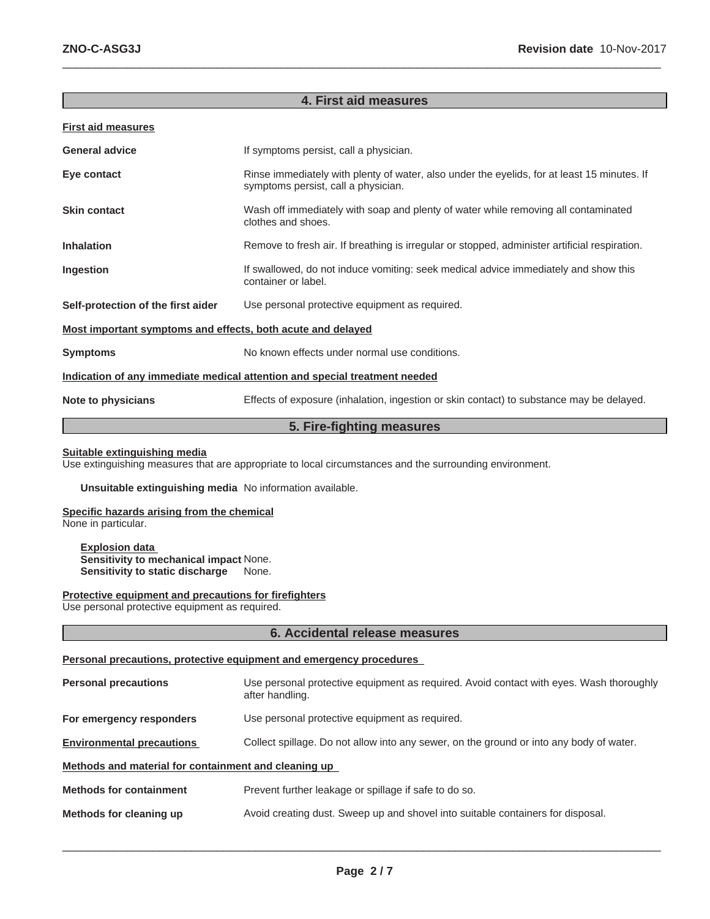## 4. First aid measures

**First aid measures**

**General advice** If symptoms persist, call a physician.

**Eye contact** Rinse immediately with plenty of water, also under the eyelids, for at least 15 minutes. If symptoms persist, call a physician.

**Skin contact** Wash off immediately with soap and plenty of water while removing all contaminated clothes and shoes.

**Inhalation** Remove to fresh air. If breathing is irregular or stopped, administer artificial respiration.

**Ingestion** If swallowed, do not induce vomiting: seek medical advice immediately and show this container or label.

**Self-protection of the first aider** Use personal protective equipment as required.

**Most important symptoms and effects, both acute and delayed**

**Symptoms** No known effects under normal use conditions.

**Indication of any immediate medical attention and special treatment needed**

**Note to physicians** Effects of exposure (inhalation, ingestion or skin contact) to substance may be delayed.

## 5. Fire-fighting measures

**Suitable extinguishing media**
Use extinguishing measures that are appropriate to local circumstances and the surrounding environment.

**Unsuitable extinguishing media** No information available.

**Specific hazards arising from the chemical**
None in particular.

**Explosion data**
**Sensitivity to mechanical impact** None.
**Sensitivity to static discharge** None.

**Protective equipment and precautions for firefighters**
Use personal protective equipment as required.

## 6. Accidental release measures

**Personal precautions, protective equipment and emergency procedures**

**Personal precautions** Use personal protective equipment as required. Avoid contact with eyes. Wash thoroughly after handling.

**For emergency responders** Use personal protective equipment as required.

**Environmental precautions** Collect spillage. Do not allow into any sewer, on the ground or into any body of water.

**Methods and material for containment and cleaning up**

**Methods for containment** Prevent further leakage or spillage if safe to do so.

**Methods for cleaning up** Avoid creating dust. Sweep up and shovel into suitable containers for disposal.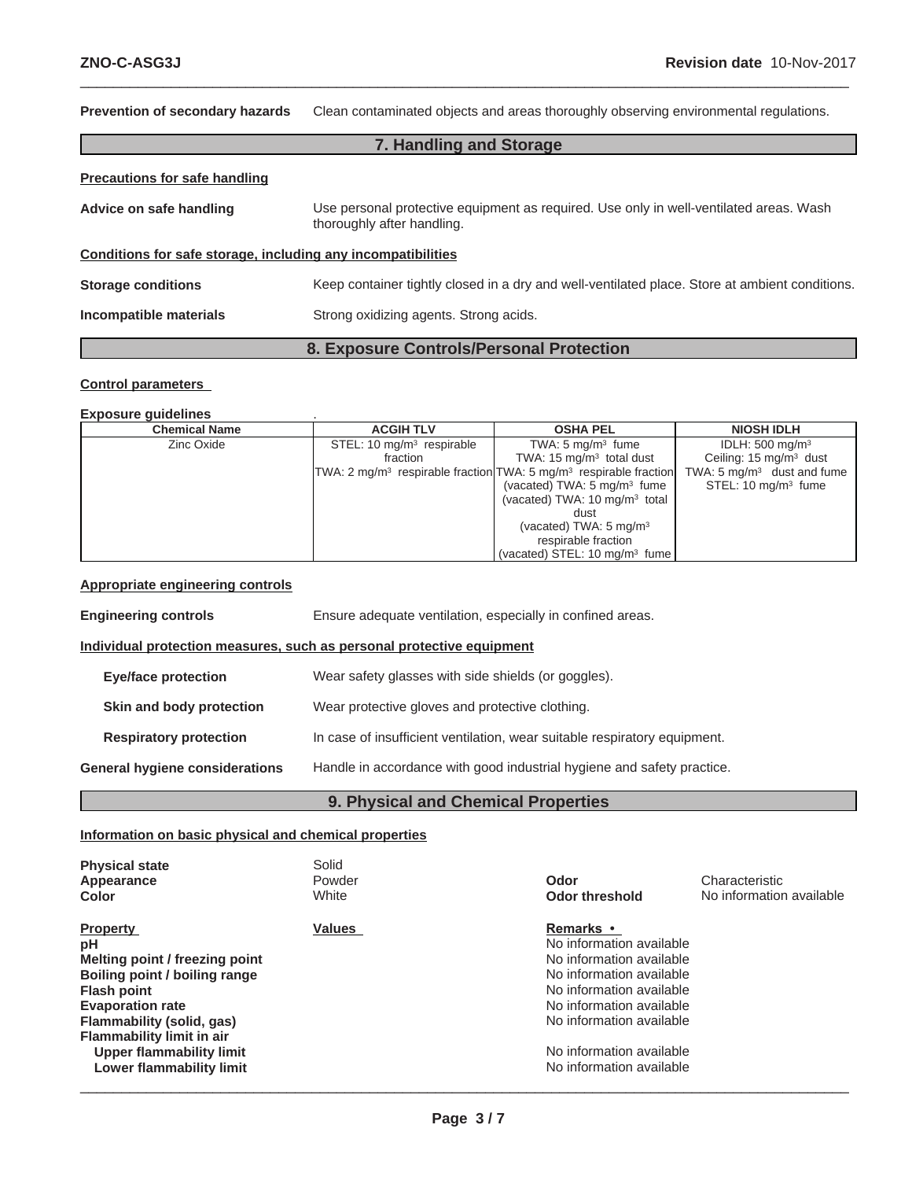**Prevention of secondary hazards** Clean contaminated objects and areas thoroughly observing environmental regulations.

## 7. Handling and Storage

**Precautions for safe handling**

**Advice on safe handling** Use personal protective equipment as required. Use only in well-ventilated areas. Wash thoroughly after handling.

**Conditions for safe storage, including any incompatibilities**

**Storage conditions** Keep container tightly closed in a dry and well-ventilated place. Store at ambient conditions.

**Incompatible materials** Strong oxidizing agents. Strong acids.

## 8. Exposure Controls/Personal Protection

**Control parameters**

**Exposure guidelines** .

| Chemical Name | ACGIH TLV | OSHA PEL | NIOSH IDLH |
|---|---|---|---|
| Zinc Oxide | STEL: 10 mg/m³ respirable fraction<br>TWA: 2 mg/m³ respirable fraction | TWA: 5 mg/m³ fume<br>TWA: 15 mg/m³ total dust<br>TWA: 5 mg/m³ respirable fraction<br>(vacated) TWA: 5 mg/m³ fume<br>(vacated) TWA: 10 mg/m³ total dust<br>(vacated) TWA: 5 mg/m³ respirable fraction<br>(vacated) STEL: 10 mg/m³ fume | IDLH: 500 mg/m³<br>Ceiling: 15 mg/m³ dust<br>TWA: 5 mg/m³ dust and fume<br>STEL: 10 mg/m³ fume |

**Appropriate engineering controls**

**Engineering controls** Ensure adequate ventilation, especially in confined areas.

**Individual protection measures, such as personal protective equipment**

**Eye/face protection** Wear safety glasses with side shields (or goggles).

**Skin and body protection** Wear protective gloves and protective clothing.

**Respiratory protection** In case of insufficient ventilation, wear suitable respiratory equipment.

**General hygiene considerations** Handle in accordance with good industrial hygiene and safety practice.

## 9. Physical and Chemical Properties

**Information on basic physical and chemical properties**

**Physical state** Solid
**Appearance** Powder
**Color** White
**Odor** Characteristic
**Odor threshold** No information available

| Property | Values | Remarks • |
|---|---|---|
| **pH** | | No information available |
| **Melting point / freezing point** | | No information available |
| **Boiling point / boiling range** | | No information available |
| **Flash point** | | No information available |
| **Evaporation rate** | | No information available |
| **Flammability (solid, gas)** | | No information available |
| **Flammability limit in air** | | |
| **Upper flammability limit** | | No information available |
| **Lower flammability limit** | | No information available |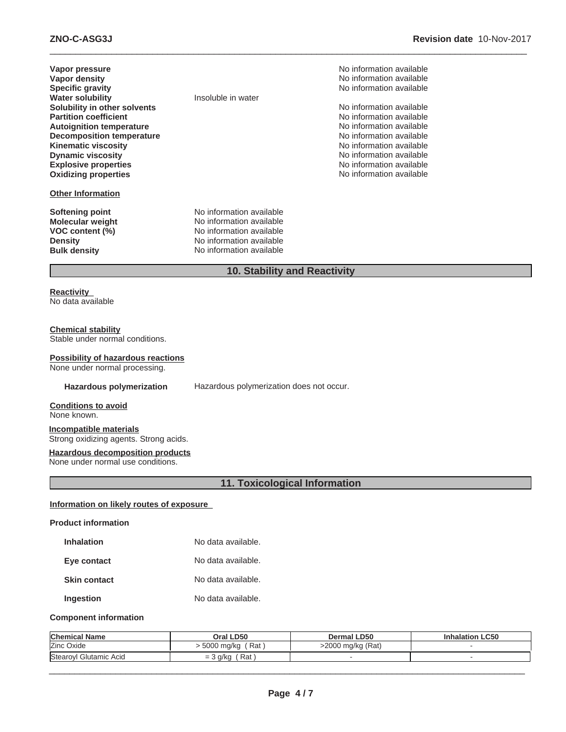**Vapor pressure** No information available
**Vapor density** No information available
**Specific gravity** No information available
**Water solubility** Insoluble in water
**Solubility in other solvents** No information available
**Partition coefficient** No information available
**Autoignition temperature** No information available
**Decomposition temperature** No information available
**Kinematic viscosity** No information available
**Dynamic viscosity** No information available
**Explosive properties** No information available
**Oxidizing properties** No information available

**Other Information**

**Softening point** No information available
**Molecular weight** No information available
**VOC content (%)** No information available
**Density** No information available
**Bulk density** No information available

## 10. Stability and Reactivity

**Reactivity**
No data available

**Chemical stability**
Stable under normal conditions.

**Possibility of hazardous reactions**
None under normal processing.

**Hazardous polymerization** Hazardous polymerization does not occur.

**Conditions to avoid**
None known.

**Incompatible materials**
Strong oxidizing agents. Strong acids.

**Hazardous decomposition products**
None under normal use conditions.

## 11. Toxicological Information

**Information on likely routes of exposure**

**Product information**

**Inhalation** No data available.

**Eye contact** No data available.

**Skin contact** No data available.

**Ingestion** No data available.

**Component information**

| Chemical Name | Oral LD50 | Dermal LD50 | Inhalation LC50 |
|---|---|---|---|
| Zinc Oxide | > 5000 mg/kg ( Rat ) | >2000 mg/kg (Rat) | - |
| Stearoyl Glutamic Acid | = 3 g/kg ( Rat ) | - | - |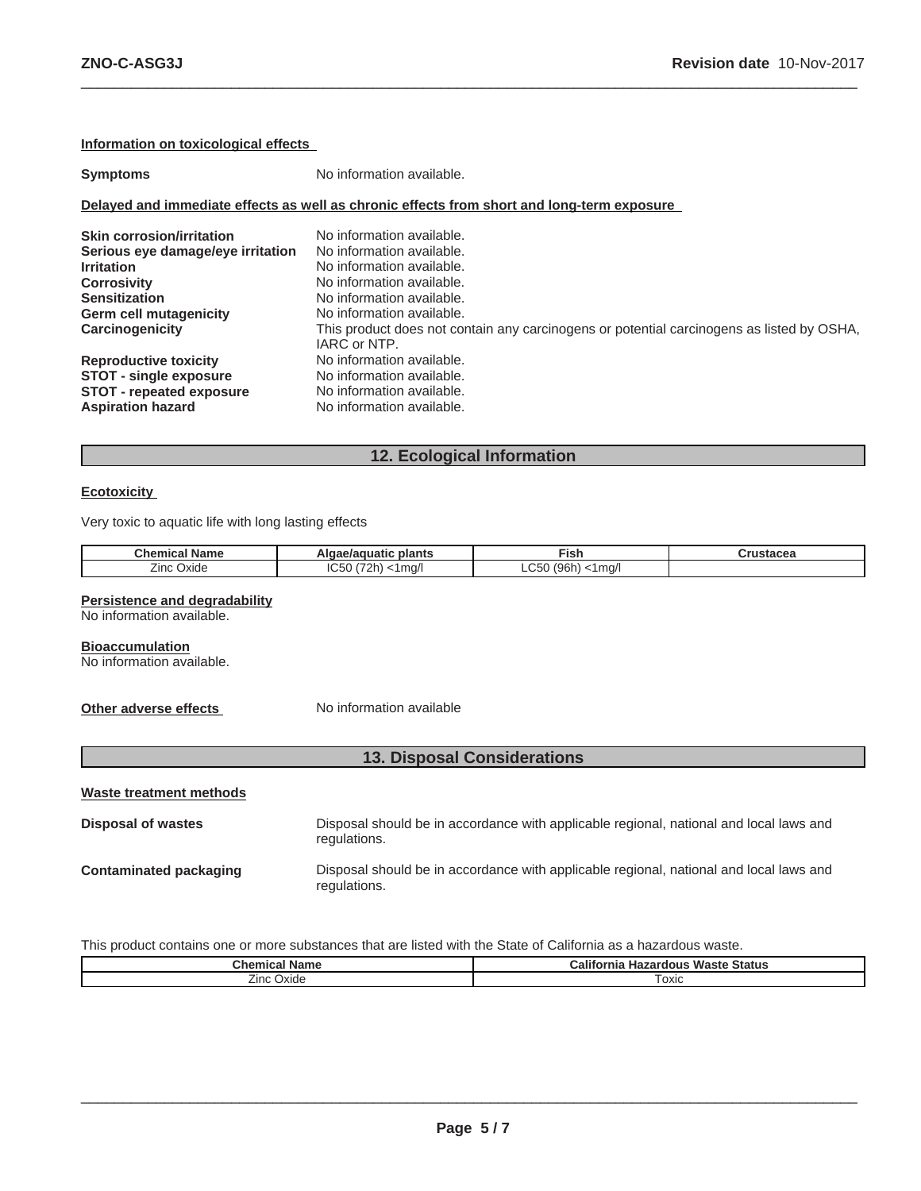**Information on toxicological effects**

| | |
|---|---|
| **Symptoms** | No information available. |

**Delayed and immediate effects as well as chronic effects from short and long-term exposure**

| | |
|---|---|
| **Skin corrosion/irritation** | No information available. |
| **Serious eye damage/eye irritation** | No information available. |
| **Irritation** | No information available. |
| **Corrosivity** | No information available. |
| **Sensitization** | No information available. |
| **Germ cell mutagenicity** | No information available. |
| **Carcinogenicity** | This product does not contain any carcinogens or potential carcinogens as listed by OSHA, IARC or NTP. |
| **Reproductive toxicity** | No information available. |
| **STOT - single exposure** | No information available. |
| **STOT - repeated exposure** | No information available. |
| **Aspiration hazard** | No information available. |

## 12. Ecological Information

**Ecotoxicity**

Very toxic to aquatic life with long lasting effects

| Chemical Name | Algae/aquatic plants | Fish | Crustacea |
|---|---|---|---|
| Zinc Oxide | IC50 (72h) <1mg/l | LC50 (96h) <1mg/l | |

**Persistence and degradability**
No information available.

**Bioaccumulation**
No information available.

| | |
|---|---|
| **Other adverse effects** | No information available |

## 13. Disposal Considerations

**Waste treatment methods**

| | |
|---|---|
| **Disposal of wastes** | Disposal should be in accordance with applicable regional, national and local laws and regulations. |
| **Contaminated packaging** | Disposal should be in accordance with applicable regional, national and local laws and regulations. |

This product contains one or more substances that are listed with the State of California as a hazardous waste.

| Chemical Name | California Hazardous Waste Status |
|---|---|
| Zinc Oxide | Toxic |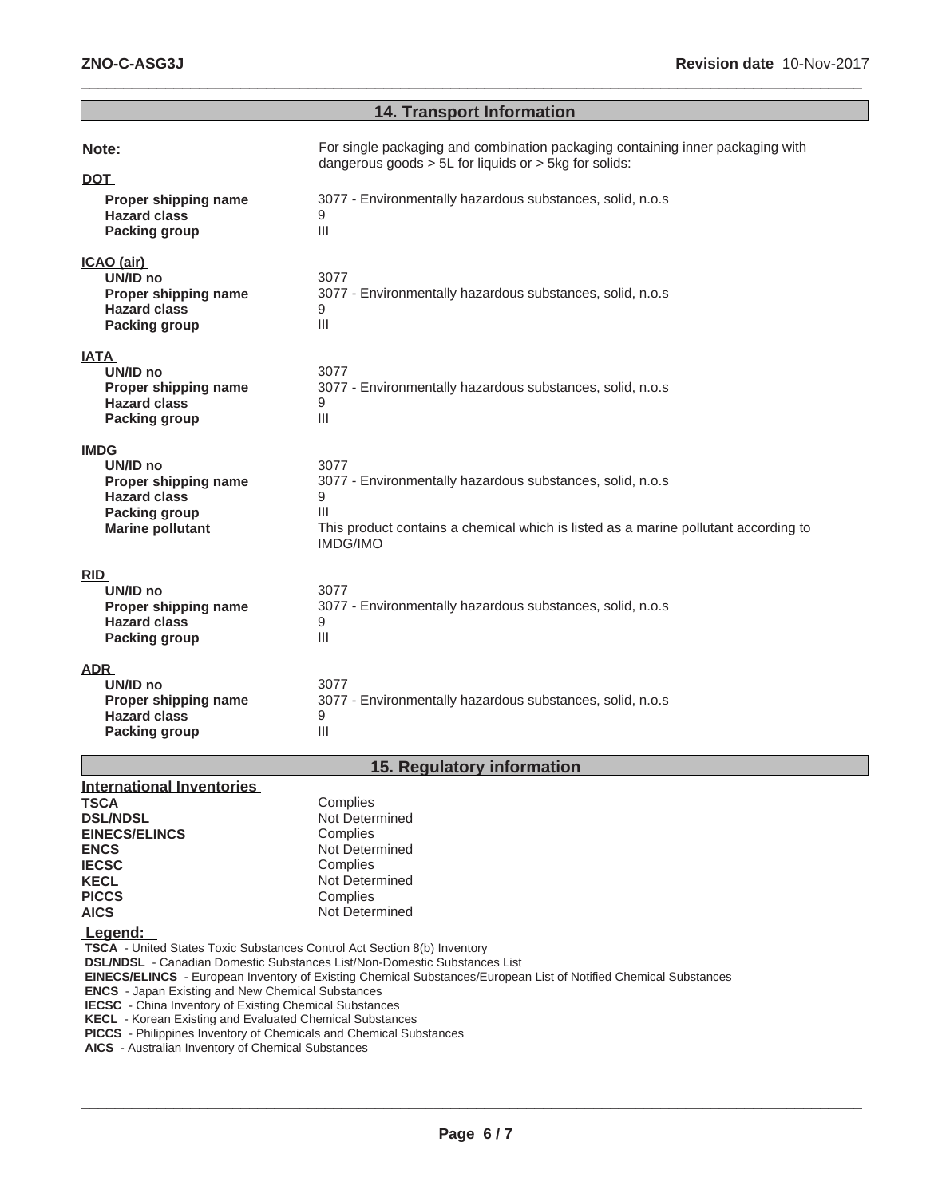## 14. Transport Information

**Note:** For single packaging and combination packaging containing inner packaging with dangerous goods > 5L for liquids or > 5kg for solids:

**DOT**

| | |
|---|---|
| **Proper shipping name** | 3077 - Environmentally hazardous substances, solid, n.o.s |
| **Hazard class** | 9 |
| **Packing group** | III |

**ICAO (air)**

| | |
|---|---|
| **UN/ID no** | 3077 |
| **Proper shipping name** | 3077 - Environmentally hazardous substances, solid, n.o.s |
| **Hazard class** | 9 |
| **Packing group** | III |

**IATA**

| | |
|---|---|
| **UN/ID no** | 3077 |
| **Proper shipping name** | 3077 - Environmentally hazardous substances, solid, n.o.s |
| **Hazard class** | 9 |
| **Packing group** | III |

**IMDG**

| | |
|---|---|
| **UN/ID no** | 3077 |
| **Proper shipping name** | 3077 - Environmentally hazardous substances, solid, n.o.s |
| **Hazard class** | 9 |
| **Packing group** | III |
| **Marine pollutant** | This product contains a chemical which is listed as a marine pollutant according to IMDG/IMO |

**RID**

| | |
|---|---|
| **UN/ID no** | 3077 |
| **Proper shipping name** | 3077 - Environmentally hazardous substances, solid, n.o.s |
| **Hazard class** | 9 |
| **Packing group** | III |

**ADR**

| | |
|---|---|
| **UN/ID no** | 3077 |
| **Proper shipping name** | 3077 - Environmentally hazardous substances, solid, n.o.s |
| **Hazard class** | 9 |
| **Packing group** | III |

## 15. Regulatory information

**International Inventories**

| | |
|---|---|
| **TSCA** | Complies |
| **DSL/NDSL** | Not Determined |
| **EINECS/ELINCS** | Complies |
| **ENCS** | Not Determined |
| **IECSC** | Complies |
| **KECL** | Not Determined |
| **PICCS** | Complies |
| **AICS** | Not Determined |

**Legend:**

**TSCA** - United States Toxic Substances Control Act Section 8(b) Inventory
**DSL/NDSL** - Canadian Domestic Substances List/Non-Domestic Substances List
**EINECS/ELINCS** - European Inventory of Existing Chemical Substances/European List of Notified Chemical Substances
**ENCS** - Japan Existing and New Chemical Substances
**IECSC** - China Inventory of Existing Chemical Substances
**KECL** - Korean Existing and Evaluated Chemical Substances
**PICCS** - Philippines Inventory of Chemicals and Chemical Substances
**AICS** - Australian Inventory of Chemical Substances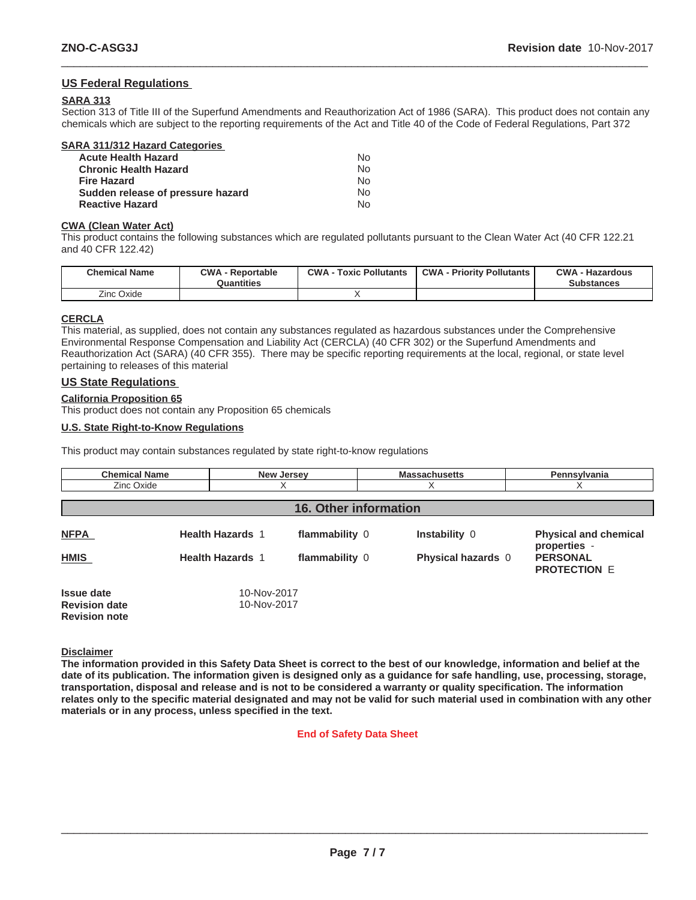## US Federal Regulations

### SARA 313

Section 313 of Title III of the Superfund Amendments and Reauthorization Act of 1986 (SARA). This product does not contain any chemicals which are subject to the reporting requirements of the Act and Title 40 of the Code of Federal Regulations, Part 372

### SARA 311/312 Hazard Categories

| | |
|---|---|
| **Acute Health Hazard** | No |
| **Chronic Health Hazard** | No |
| **Fire Hazard** | No |
| **Sudden release of pressure hazard** | No |
| **Reactive Hazard** | No |

### CWA (Clean Water Act)

This product contains the following substances which are regulated pollutants pursuant to the Clean Water Act (40 CFR 122.21 and 40 CFR 122.42)

| Chemical Name | CWA - Reportable Quantities | CWA - Toxic Pollutants | CWA - Priority Pollutants | CWA - Hazardous Substances |
|---|---|---|---|---|
| Zinc Oxide | | X | | |

### CERCLA

This material, as supplied, does not contain any substances regulated as hazardous substances under the Comprehensive Environmental Response Compensation and Liability Act (CERCLA) (40 CFR 302) or the Superfund Amendments and Reauthorization Act (SARA) (40 CFR 355). There may be specific reporting requirements at the local, regional, or state level pertaining to releases of this material

## US State Regulations

### California Proposition 65

This product does not contain any Proposition 65 chemicals

### U.S. State Right-to-Know Regulations

This product may contain substances regulated by state right-to-know regulations

| Chemical Name | New Jersey | Massachusetts | Pennsylvania |
|---|---|---|---|
| Zinc Oxide | X | X | X |

## 16. Other information

| | | | | |
|---|---|---|---|---|
| **NFPA** | **Health Hazards** 1 | **flammability** 0 | **Instability** 0 | **Physical and chemical properties** - |
| **HMIS** | **Health Hazards** 1 | **flammability** 0 | **Physical hazards** 0 | **PERSONAL PROTECTION** E |

| | |
|---|---|
| **Issue date** | 10-Nov-2017 |
| **Revision date** | 10-Nov-2017 |
| **Revision note** | |

### Disclaimer

**The information provided in this Safety Data Sheet is correct to the best of our knowledge, information and belief at the date of its publication. The information given is designed only as a guidance for safe handling, use, processing, storage, transportation, disposal and release and is not to be considered a warranty or quality specification. The information relates only to the specific material designated and may not be valid for such material used in combination with any other materials or in any process, unless specified in the text.**

**End of Safety Data Sheet**